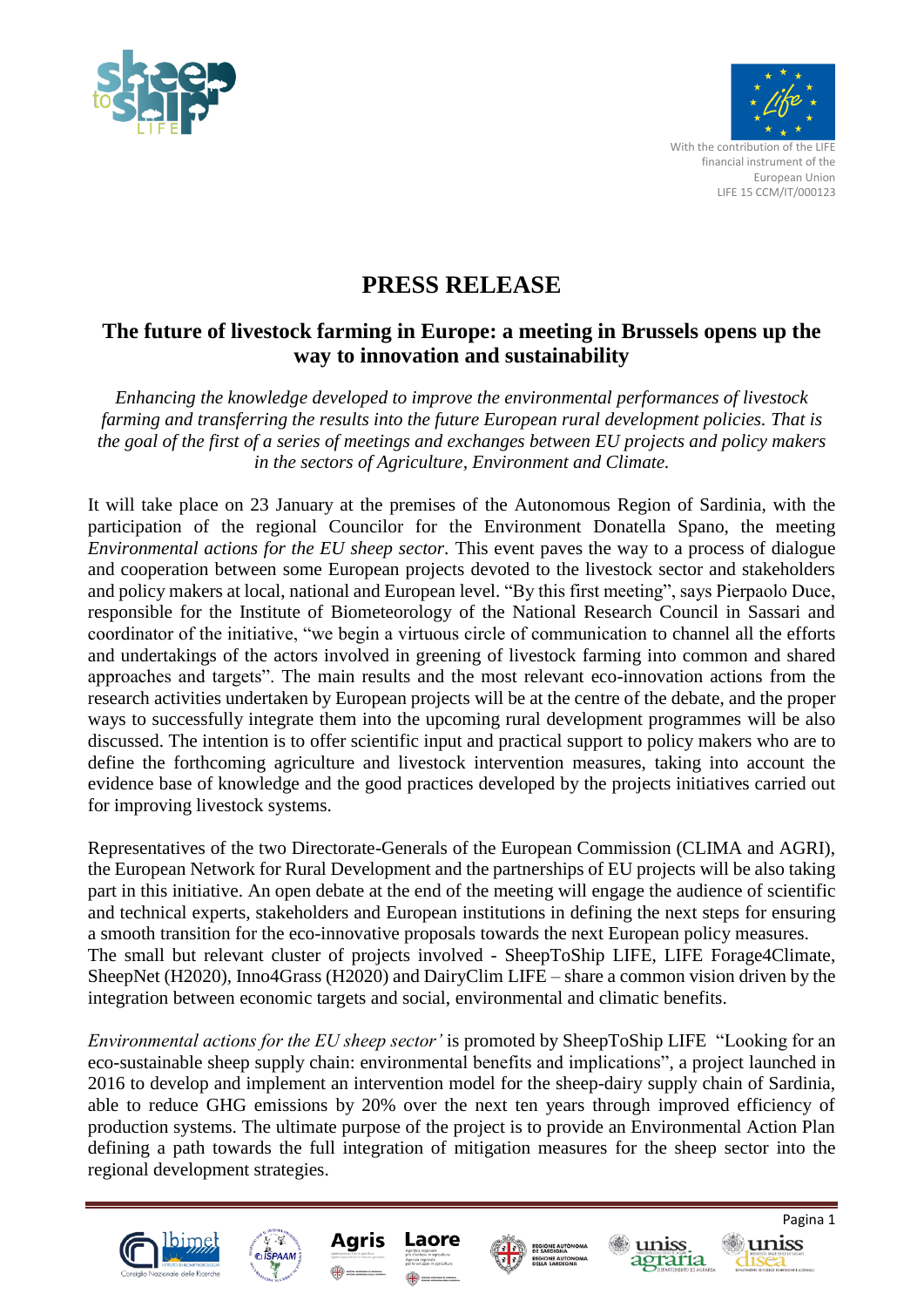With the contribution of the LIFE financial instrument of the European Union
LIFE 15 CCM/IT/000123

# PRESS RELEASE

## The future of livestock farming in Europe: a meeting in Brussels opens up the way to innovation and sustainability

*Enhancing the knowledge developed to improve the environmental performances of livestock farming and transferring the results into the future European rural development policies. That is the goal of the first of a series of meetings and exchanges between EU projects and policy makers in the sectors of Agriculture, Environment and Climate.*

It will take place on 23 January at the premises of the Autonomous Region of Sardinia, with the participation of the regional Councilor for the Environment Donatella Spano, the meeting *Environmental actions for the EU sheep sector*. This event paves the way to a process of dialogue and cooperation between some European projects devoted to the livestock sector and stakeholders and policy makers at local, national and European level. "By this first meeting", says Pierpaolo Duce, responsible for the Institute of Biometeorology of the National Research Council in Sassari and coordinator of the initiative, "we begin a virtuous circle of communication to channel all the efforts and undertakings of the actors involved in greening of livestock farming into common and shared approaches and targets". The main results and the most relevant eco-innovation actions from the research activities undertaken by European projects will be at the centre of the debate, and the proper ways to successfully integrate them into the upcoming rural development programmes will be also discussed. The intention is to offer scientific input and practical support to policy makers who are to define the forthcoming agriculture and livestock intervention measures, taking into account the evidence base of knowledge and the good practices developed by the projects initiatives carried out for improving livestock systems.

Representatives of the two Directorate-Generals of the European Commission (CLIMA and AGRI), the European Network for Rural Development and the partnerships of EU projects will be also taking part in this initiative. An open debate at the end of the meeting will engage the audience of scientific and technical experts, stakeholders and European institutions in defining the next steps for ensuring a smooth transition for the eco-innovative proposals towards the next European policy measures.
The small but relevant cluster of projects involved - SheepToShip LIFE, LIFE Forage4Climate, SheepNet (H2020), Inno4Grass (H2020) and DairyClim LIFE – share a common vision driven by the integration between economic targets and social, environmental and climatic benefits.

*Environmental actions for the EU sheep sector'* is promoted by SheepToShip LIFE "Looking for an eco-sustainable sheep supply chain: environmental benefits and implications", a project launched in 2016 to develop and implement an intervention model for the sheep-dairy supply chain of Sardinia, able to reduce GHG emissions by 20% over the next ten years through improved efficiency of production systems. The ultimate purpose of the project is to provide an Environmental Action Plan defining a path towards the full integration of mitigation measures for the sheep sector into the regional development strategies.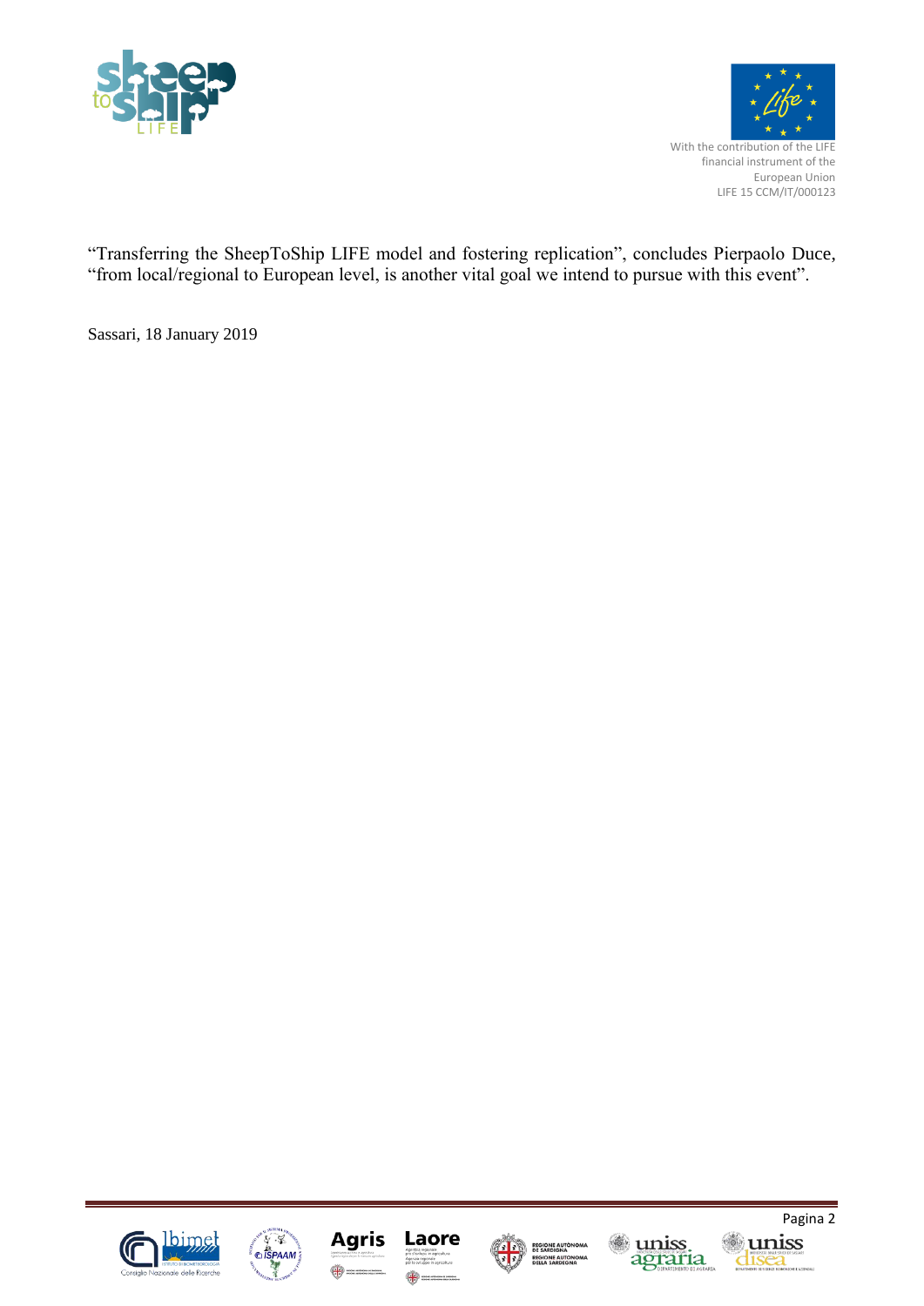"Transferring the SheepToShip LIFE model and fostering replication", concludes Pierpaolo Duce, "from local/regional to European level, is another vital goal we intend to pursue with this event".

Sassari, 18 January 2019